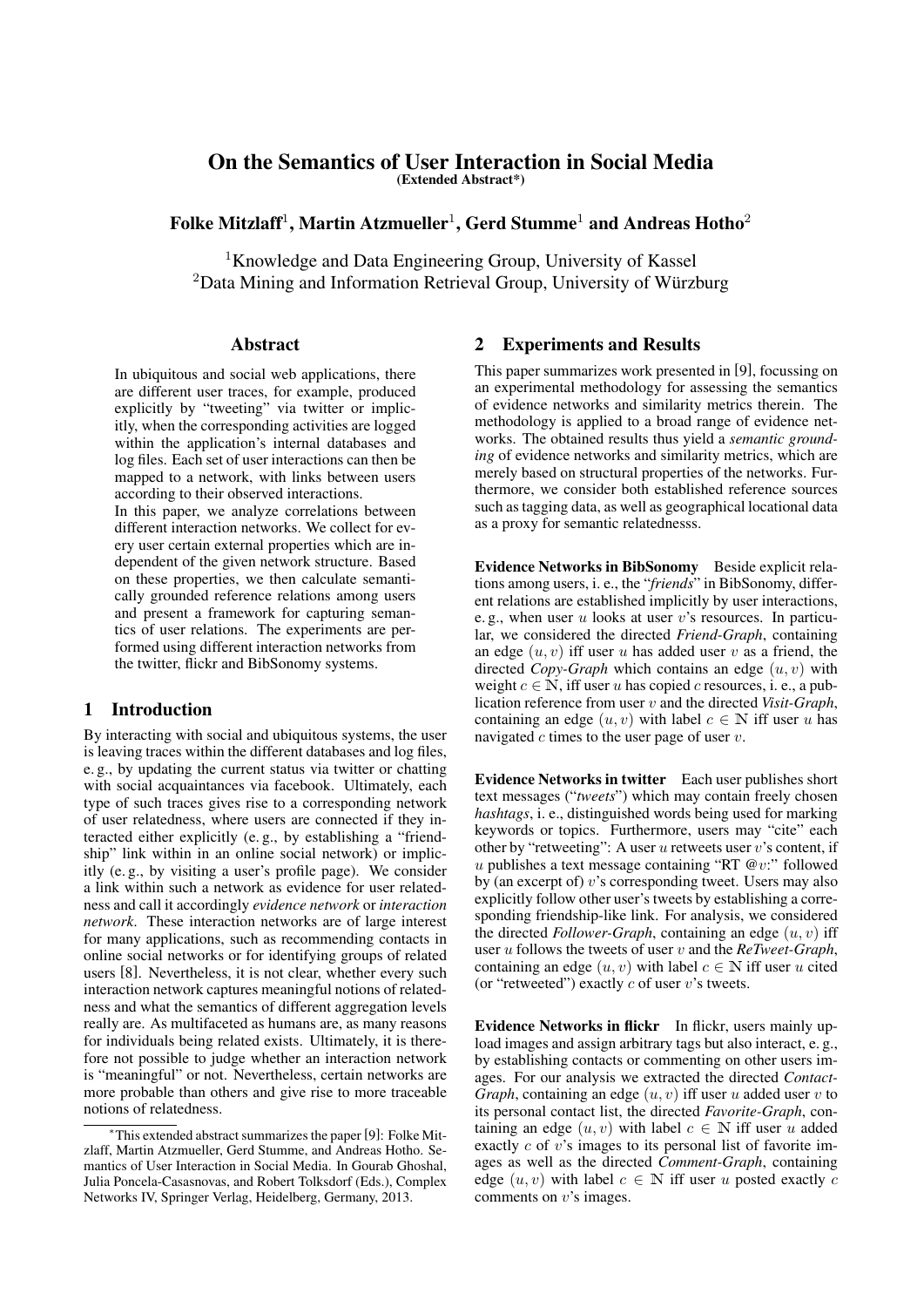# On the Semantics of User Interaction in Social Media

**(Extended Abstract*)**

**Folke Mitzlaff[1], Martin Atzmueller[1], Gerd Stumme[1] and Andreas Hotho[2]**

[1]Knowledge and Data Engineering Group, University of Kassel
[2]Data Mining and Information Retrieval Group, University of Würzburg

## Abstract

In ubiquitous and social web applications, there are different user traces, for example, produced explicitly by "tweeting" via twitter or implicitly, when the corresponding activities are logged within the application's internal databases and log files. Each set of user interactions can then be mapped to a network, with links between users according to their observed interactions.

In this paper, we analyze correlations between different interaction networks. We collect for every user certain external properties which are independent of the given network structure. Based on these properties, we then calculate semantically grounded reference relations among users and present a framework for capturing semantics of user relations. The experiments are performed using different interaction networks from the twitter, flickr and BibSonomy systems.

## 1 Introduction

By interacting with social and ubiquitous systems, the user is leaving traces within the different databases and log files, e. g., by updating the current status via twitter or chatting with social acquaintances via facebook. Ultimately, each type of such traces gives rise to a corresponding network of user relatedness, where users are connected if they interacted either explicitly (e. g., by establishing a "friendship" link within in an online social network) or implicitly (e. g., by visiting a user's profile page). We consider a link within such a network as evidence for user relatedness and call it accordingly *evidence network* or *interaction network*. These interaction networks are of large interest for many applications, such as recommending contacts in online social networks or for identifying groups of related users [8]. Nevertheless, it is not clear, whether every such interaction network captures meaningful notions of relatedness and what the semantics of different aggregation levels really are. As multifaceted as humans are, as many reasons for individuals being related exists. Ultimately, it is therefore not possible to judge whether an interaction network is "meaningful" or not. Nevertheless, certain networks are more probable than others and give rise to more traceable notions of relatedness.

*This extended abstract summarizes the paper [9]: Folke Mitzlaff, Martin Atzmueller, Gerd Stumme, and Andreas Hotho. Semantics of User Interaction in Social Media. In Gourab Ghoshal, Julia Poncela-Casasnovas, and Robert Tolksdorf (Eds.), Complex Networks IV, Springer Verlag, Heidelberg, Germany, 2013.

## 2 Experiments and Results

This paper summarizes work presented in [9], focussing on an experimental methodology for assessing the semantics of evidence networks and similarity metrics therein. The methodology is applied to a broad range of evidence networks. The obtained results thus yield a *semantic grounding* of evidence networks and similarity metrics, which are merely based on structural properties of the networks. Furthermore, we consider both established reference sources such as tagging data, as well as geographical locational data as a proxy for semantic relatednesss.

**Evidence Networks in BibSonomy** Beside explicit relations among users, i. e., the "*friends*" in BibSonomy, different relations are established implicitly by user interactions, e. g., when user $u$ looks at user $v$'s resources. In particular, we considered the directed *Friend-Graph*, containing an edge $(u, v)$ iff user $u$ has added user $v$ as a friend, the directed *Copy-Graph* which contains an edge $(u, v)$ with weight $c \in \mathbb{N}$, iff user $u$ has copied $c$ resources, i. e., a publication reference from user $v$ and the directed *Visit-Graph*, containing an edge $(u, v)$ with label $c \in \mathbb{N}$ iff user $u$ has navigated $c$ times to the user page of user $v$.

**Evidence Networks in twitter** Each user publishes short text messages ("*tweets*") which may contain freely chosen *hashtags*, i. e., distinguished words being used for marking keywords or topics. Furthermore, users may "cite" each other by "retweeting": A user $u$ retweets user $v$'s content, if $u$ publishes a text message containing "RT @$v$:" followed by (an excerpt of) $v$'s corresponding tweet. Users may also explicitly follow other user's tweets by establishing a corresponding friendship-like link. For analysis, we considered the directed *Follower-Graph*, containing an edge $(u, v)$ iff user $u$ follows the tweets of user $v$ and the *ReTweet-Graph*, containing an edge $(u, v)$ with label $c \in \mathbb{N}$ iff user $u$ cited (or "retweeted") exactly $c$ of user $v$'s tweets.

**Evidence Networks in flickr** In flickr, users mainly upload images and assign arbitrary tags but also interact, e. g., by establishing contacts or commenting on other users images. For our analysis we extracted the directed *Contact-Graph*, containing an edge $(u, v)$ iff user $u$ added user $v$ to its personal contact list, the directed *Favorite-Graph*, containing an edge $(u, v)$ with label $c \in \mathbb{N}$ iff user $u$ added exactly $c$ of $v$'s images to its personal list of favorite images as well as the directed *Comment-Graph*, containing edge $(u, v)$ with label $c \in \mathbb{N}$ iff user $u$ posted exactly $c$ comments on $v$'s images.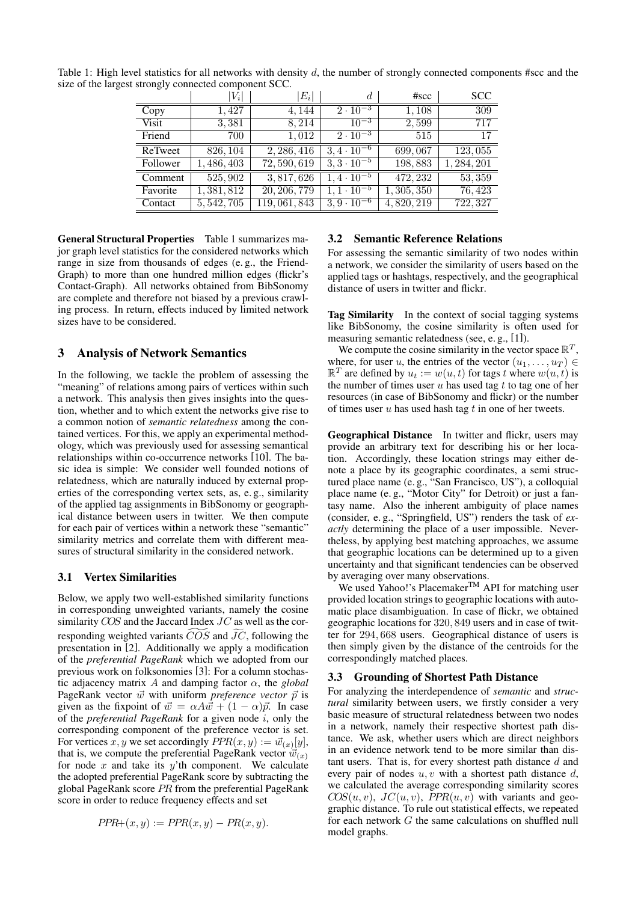Table 1: High level statistics for all networks with density $d$, the number of strongly connected components #scc and the size of the largest strongly connected component SCC.

| | $\lvert V_i \rvert$ | $\lvert E_i \rvert$ | $d$ | #scc | SCC |
|---|---|---|---|---|---|
| Copy | 1,427 | 4,144 | $2 \cdot 10^{-3}$ | 1,108 | 309 |
| Visit | 3,381 | 8,214 | $10^{-3}$ | 2,599 | 717 |
| Friend | 700 | 1,012 | $2 \cdot 10^{-3}$ | 515 | 17 |
| ReTweet | 826,104 | 2,286,416 | $3,4 \cdot 10^{-6}$ | 699,067 | 123,055 |
| Follower | 1,486,403 | 72,590,619 | $3,3 \cdot 10^{-5}$ | 198,883 | 1,284,201 |
| Comment | 525,902 | 3,817,626 | $1,4 \cdot 10^{-5}$ | 472,232 | 53,359 |
| Favorite | 1,381,812 | 20,206,779 | $1,1 \cdot 10^{-5}$ | 1,305,350 | 76,423 |
| Contact | 5,542,705 | 119,061,843 | $3,9 \cdot 10^{-6}$ | 4,820,219 | 722,327 |

**General Structural Properties** Table 1 summarizes major graph level statistics for the considered networks which range in size from thousands of edges (e. g., the Friend-Graph) to more than one hundred million edges (flickr's Contact-Graph). All networks obtained from BibSonomy are complete and therefore not biased by a previous crawling process. In return, effects induced by limited network sizes have to be considered.

## 3 Analysis of Network Semantics

In the following, we tackle the problem of assessing the "meaning" of relations among pairs of vertices within such a network. This analysis then gives insights into the question, whether and to which extent the networks give rise to a common notion of *semantic relatedness* among the contained vertices. For this, we apply an experimental methodology, which was previously used for assessing semantical relationships within co-occurrence networks [10]. The basic idea is simple: We consider well founded notions of relatedness, which are naturally induced by external properties of the corresponding vertex sets, as, e. g., similarity of the applied tag assignments in BibSonomy or geographical distance between users in twitter. We then compute for each pair of vertices within a network these "semantic" similarity metrics and correlate them with different measures of structural similarity in the considered network.

### 3.1 Vertex Similarities

Below, we apply two well-established similarity functions in corresponding unweighted variants, namely the cosine similarity $COS$ and the Jaccard Index $JC$ as well as the corresponding weighted variants $\widetilde{COS}$ and $\widetilde{JC}$, following the presentation in [2]. Additionally we apply a modification of the *preferential PageRank* which we adopted from our previous work on folksonomies [3]: For a column stochastic adjacency matrix $A$ and damping factor $\alpha$, the *global* PageRank vector $\vec{w}$ with uniform *preference vector* $\vec{p}$ is given as the fixpoint of $\vec{w} = \alpha A\vec{w} + (1-\alpha)\vec{p}$. In case of the *preferential PageRank* for a given node $i$, only the corresponding component of the preference vector is set. For vertices $x, y$ we set accordingly $PPR(x,y) := \vec{w}_{(x)}[y]$, that is, we compute the preferential PageRank vector $\vec{w}_{(x)}$ for node $x$ and take its $y$'th component. We calculate the adopted preferential PageRank score by subtracting the global PageRank score $PR$ from the preferential PageRank score in order to reduce frequency effects and set

$$PPR{+}(x,y) := PPR(x,y) - PR(x,y).$$

### 3.2 Semantic Reference Relations

For assessing the semantic similarity of two nodes within a network, we consider the similarity of users based on the applied tags or hashtags, respectively, and the geographical distance of users in twitter and flickr.

**Tag Similarity** In the context of social tagging systems like BibSonomy, the cosine similarity is often used for measuring semantic relatedness (see, e. g., [1]).

We compute the cosine similarity in the vector space $\mathbb{R}^T$, where, for user $u$, the entries of the vector $(u_1, \ldots, u_T) \in \mathbb{R}^T$ are defined by $u_t := w(u,t)$ for tags $t$ where $w(u,t)$ is the number of times user $u$ has used tag $t$ to tag one of her resources (in case of BibSonomy and flickr) or the number of times user $u$ has used hash tag $t$ in one of her tweets.

**Geographical Distance** In twitter and flickr, users may provide an arbitrary text for describing his or her location. Accordingly, these location strings may either denote a place by its geographic coordinates, a semi structured place name (e. g., "San Francisco, US"), a colloquial place name (e. g., "Motor City" for Detroit) or just a fantasy name. Also the inherent ambiguity of place names (consider, e. g., "Springfield, US") renders the task of *exactly* determining the place of a user impossible. Nevertheless, by applying best matching approaches, we assume that geographic locations can be determined up to a given uncertainty and that significant tendencies can be observed by averaging over many observations.

We used Yahoo!'s Placemaker™ API for matching user provided location strings to geographic locations with automatic place disambiguation. In case of flickr, we obtained geographic locations for 320,849 users and in case of twitter for 294,668 users. Geographical distance of users is then simply given by the distance of the centroids for the correspondingly matched places.

### 3.3 Grounding of Shortest Path Distance

For analyzing the interdependence of *semantic* and *structural* similarity between users, we firstly consider a very basic measure of structural relatedness between two nodes in a network, namely their respective shortest path distance. We ask, whether users which are direct neighbors in an evidence network tend to be more similar than distant users. That is, for every shortest path distance $d$ and every pair of nodes $u, v$ with a shortest path distance $d$, we calculated the average corresponding similarity scores $COS(u,v)$, $JC(u,v)$, $PPR(u,v)$ with variants and geographic distance. To rule out statistical effects, we repeated for each network $G$ the same calculations on shuffled null model graphs.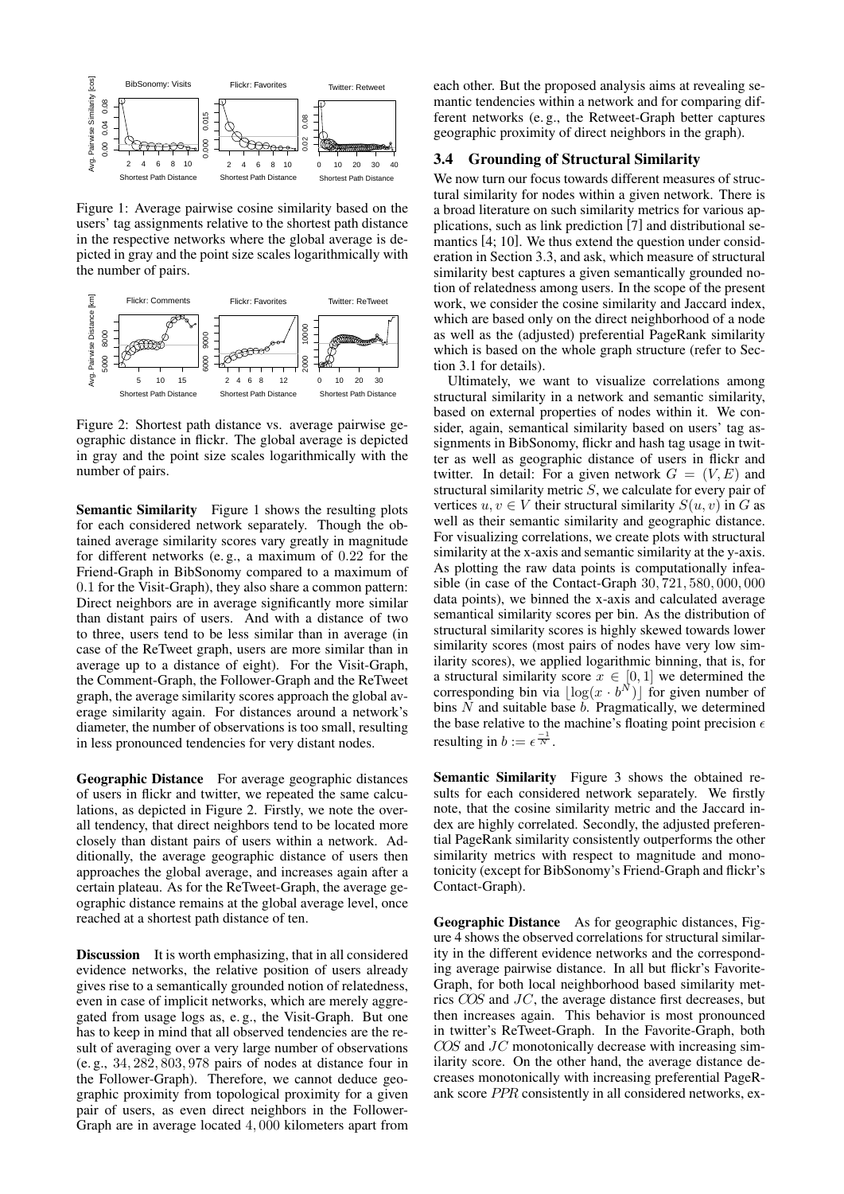BibSonomy: Visits

Flickr: Favorites

Twitter: Retweet

Avg. Pairwise Similarity [cos]

0.00 0.04 0.08

0.000 0.015

0.02 0.08

2 4 6 8 10

2 4 6 8 10

0 10 20 30 40

Shortest Path Distance

Shortest Path Distance

Shortest Path Distance

Figure 1: Average pairwise cosine similarity based on the users' tag assignments relative to the shortest path distance in the respective networks where the global average is depicted in gray and the point size scales logarithmically with the number of pairs.

Flickr: Comments

Flickr: Favorites

Twitter: ReTweet

Avg. Pairwise Distance [km]

5000 8000

6000 9000

2000 10000

5 10 15

2 4 6 8 12

0 10 20 30

Shortest Path Distance

Shortest Path Distance

Shortest Path Distance

Figure 2: Shortest path distance vs. average pairwise geographic distance in flickr. The global average is depicted in gray and the point size scales logarithmically with the number of pairs.

**Semantic Similarity** Figure 1 shows the resulting plots for each considered network separately. Though the obtained average similarity scores vary greatly in magnitude for different networks (e.g., a maximum of $0.22$ for the Friend-Graph in BibSonomy compared to a maximum of $0.1$ for the Visit-Graph), they also share a common pattern: Direct neighbors are in average significantly more similar than distant pairs of users. And with a distance of two to three, users tend to be less similar than in average (in case of the ReTweet graph, users are more similar than in average up to a distance of eight). For the Visit-Graph, the Comment-Graph, the Follower-Graph and the ReTweet graph, the average similarity scores approach the global average similarity again. For distances around a network's diameter, the number of observations is too small, resulting in less pronounced tendencies for very distant nodes.

**Geographic Distance** For average geographic distances of users in flickr and twitter, we repeated the same calculations, as depicted in Figure 2. Firstly, we note the overall tendency, that direct neighbors tend to be located more closely than distant pairs of users within a network. Additionally, the average geographic distance of users then approaches the global average, and increases again after a certain plateau. As for the ReTweet-Graph, the average geographic distance remains at the global average level, once reached at a shortest path distance of ten.

**Discussion** It is worth emphasizing, that in all considered evidence networks, the relative position of users already gives rise to a semantically grounded notion of relatedness, even in case of implicit networks, which are merely aggregated from usage logs as, e.g., the Visit-Graph. But one has to keep in mind that all observed tendencies are the result of averaging over a very large number of observations (e.g., $34,282,803,978$ pairs of nodes at distance four in the Follower-Graph). Therefore, we cannot deduce geographic proximity from topological proximity for a given pair of users, as even direct neighbors in the Follower-Graph are in average located $4,000$ kilometers apart from each other. But the proposed analysis aims at revealing semantic tendencies within a network and for comparing different networks (e.g., the Retweet-Graph better captures geographic proximity of direct neighbors in the graph).

### 3.4 Grounding of Structural Similarity

We now turn our focus towards different measures of structural similarity for nodes within a given network. There is a broad literature on such similarity metrics for various applications, such as link prediction [7] and distributional semantics [4; 10]. We thus extend the question under consideration in Section 3.3, and ask, which measure of structural similarity best captures a given semantically grounded notion of relatedness among users. In the scope of the present work, we consider the cosine similarity and Jaccard index, which are based only on the direct neighborhood of a node as well as the (adjusted) preferential PageRank similarity which is based on the whole graph structure (refer to Section 3.1 for details).

Ultimately, we want to visualize correlations among structural similarity in a network and semantic similarity, based on external properties of nodes within it. We consider, again, semantical similarity based on users' tag assignments in BibSonomy, flickr and hash tag usage in twitter as well as geographic distance of users in flickr and twitter. In detail: For a given network $G = (V, E)$ and structural similarity metric $S$, we calculate for every pair of vertices $u, v \in V$ their structural similarity $S(u, v)$ in $G$ as well as their semantic similarity and geographic distance. For visualizing correlations, we create plots with structural similarity at the x-axis and semantic similarity at the y-axis. As plotting the raw data points is computationally infeasible (in case of the Contact-Graph $30,721,580,000,000$ data points), we binned the x-axis and calculated average semantical similarity scores per bin. As the distribution of structural similarity scores is highly skewed towards lower similarity scores (most pairs of nodes have very low similarity scores), we applied logarithmic binning, that is, for a structural similarity score $x \in [0, 1]$ we determined the corresponding bin via $\lfloor \log(x \cdot b^N) \rfloor$ for given number of bins $N$ and suitable base $b$. Pragmatically, we determined the base relative to the machine's floating point precision $\epsilon$ resulting in $b := \epsilon^{\frac{-1}{N}}$.

**Semantic Similarity** Figure 3 shows the obtained results for each considered network separately. We firstly note, that the cosine similarity metric and the Jaccard index are highly correlated. Secondly, the adjusted preferential PageRank similarity consistently outperforms the other similarity metrics with respect to magnitude and monotonicity (except for BibSonomy's Friend-Graph and flickr's Contact-Graph).

**Geographic Distance** As for geographic distances, Figure 4 shows the observed correlations for structural similarity in the different evidence networks and the corresponding average pairwise distance. In all but flickr's Favorite-Graph, for both local neighborhood based similarity metrics $COS$ and $JC$, the average distance first decreases, but then increases again. This behavior is most pronounced in twitter's ReTweet-Graph. In the Favorite-Graph, both $COS$ and $JC$ monotonically decrease with increasing similarity score. On the other hand, the average distance decreases monotonically with increasing preferential PageRank score $PPR$ consistently in all considered networks, ex-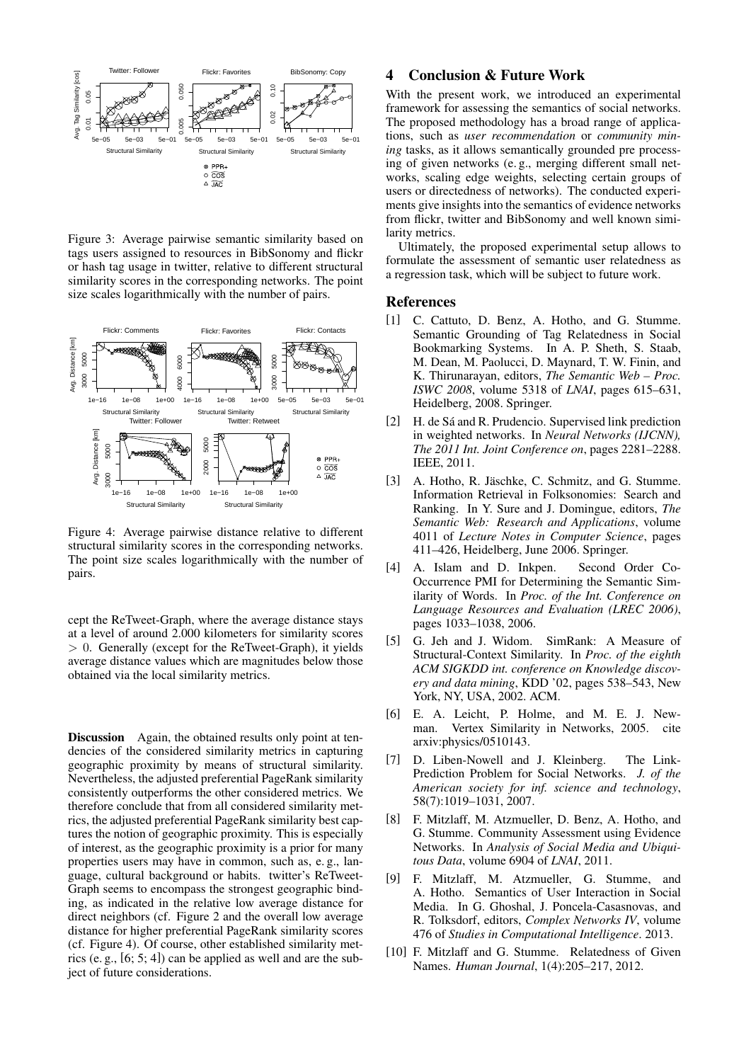Twitter: Follower
Flickr: Favorites
BibSonomy: Copy
Avg. Tag Similarity [cos]
0.01
0.05
0.005
0.050
0.02
0.10
5e−05 5e−03 5e−01
Structural Similarity
PPR+
COS
JAC

Figure 3: Average pairwise semantic similarity based on tags users assigned to resources in BibSonomy and flickr or hash tag usage in twitter, relative to different structural similarity scores in the corresponding networks. The point size scales logarithmically with the number of pairs.

Flickr: Comments
Flickr: Favorites
Flickr: Contacts
Twitter: Follower
Twitter: Retweet
Avg. Distance [km]
3000
5000
4000
6000
2000
1e−16 1e−08 1e+00
5e−05 5e−03 5e−01
Structural Similarity
PPR+
COS
JAC

Figure 4: Average pairwise distance relative to different structural similarity scores in the corresponding networks. The point size scales logarithmically with the number of pairs.

cept the ReTweet-Graph, where the average distance stays at a level of around 2.000 kilometers for similarity scores $> 0$. Generally (except for the ReTweet-Graph), it yields average distance values which are magnitudes below those obtained via the local similarity metrics.

**Discussion** Again, the obtained results only point at tendencies of the considered similarity metrics in capturing geographic proximity by means of structural similarity. Nevertheless, the adjusted preferential PageRank similarity consistently outperforms the other considered metrics. We therefore conclude that from all considered similarity metrics, the adjusted preferential PageRank similarity best captures the notion of geographic proximity. This is especially of interest, as the geographic proximity is a prior for many properties users may have in common, such as, e. g., language, cultural background or habits. twitter's ReTweet-Graph seems to encompass the strongest geographic binding, as indicated in the relative low average distance for direct neighbors (cf. Figure 2 and the overall low average distance for higher preferential PageRank similarity scores (cf. Figure 4). Of course, other established similarity metrics (e. g., [6; 5; 4]) can be applied as well and are the subject of future considerations.

## 4 Conclusion & Future Work

With the present work, we introduced an experimental framework for assessing the semantics of social networks. The proposed methodology has a broad range of applications, such as *user recommendation* or *community mining* tasks, as it allows semantically grounded pre processing of given networks (e. g., merging different small networks, scaling edge weights, selecting certain groups of users or directedness of networks). The conducted experiments give insights into the semantics of evidence networks from flickr, twitter and BibSonomy and well known similarity metrics.

Ultimately, the proposed experimental setup allows to formulate the assessment of semantic user relatedness as a regression task, which will be subject to future work.

## References

[1] C. Cattuto, D. Benz, A. Hotho, and G. Stumme. Semantic Grounding of Tag Relatedness in Social Bookmarking Systems. In A. P. Sheth, S. Staab, M. Dean, M. Paolucci, D. Maynard, T. W. Finin, and K. Thirunarayan, editors, *The Semantic Web – Proc. ISWC 2008*, volume 5318 of *LNAI*, pages 615–631, Heidelberg, 2008. Springer.

[2] H. de Sá and R. Prudencio. Supervised link prediction in weighted networks. In *Neural Networks (IJCNN), The 2011 Int. Joint Conference on*, pages 2281–2288. IEEE, 2011.

[3] A. Hotho, R. Jäschke, C. Schmitz, and G. Stumme. Information Retrieval in Folksonomies: Search and Ranking. In Y. Sure and J. Domingue, editors, *The Semantic Web: Research and Applications*, volume 4011 of *Lecture Notes in Computer Science*, pages 411–426, Heidelberg, June 2006. Springer.

[4] A. Islam and D. Inkpen. Second Order Co-Occurrence PMI for Determining the Semantic Similarity of Words. In *Proc. of the Int. Conference on Language Resources and Evaluation (LREC 2006)*, pages 1033–1038, 2006.

[5] G. Jeh and J. Widom. SimRank: A Measure of Structural-Context Similarity. In *Proc. of the eighth ACM SIGKDD int. conference on Knowledge discovery and data mining*, KDD '02, pages 538–543, New York, NY, USA, 2002. ACM.

[6] E. A. Leicht, P. Holme, and M. E. J. Newman. Vertex Similarity in Networks, 2005. cite arxiv:physics/0510143.

[7] D. Liben-Nowell and J. Kleinberg. The Link-Prediction Problem for Social Networks. *J. of the American society for inf. science and technology*, 58(7):1019–1031, 2007.

[8] F. Mitzlaff, M. Atzmueller, D. Benz, A. Hotho, and G. Stumme. Community Assessment using Evidence Networks. In *Analysis of Social Media and Ubiquitous Data*, volume 6904 of *LNAI*, 2011.

[9] F. Mitzlaff, M. Atzmueller, G. Stumme, and A. Hotho. Semantics of User Interaction in Social Media. In G. Ghoshal, J. Poncela-Casasnovas, and R. Tolksdorf, editors, *Complex Networks IV*, volume 476 of *Studies in Computational Intelligence*. 2013.

[10] F. Mitzlaff and G. Stumme. Relatedness of Given Names. *Human Journal*, 1(4):205–217, 2012.